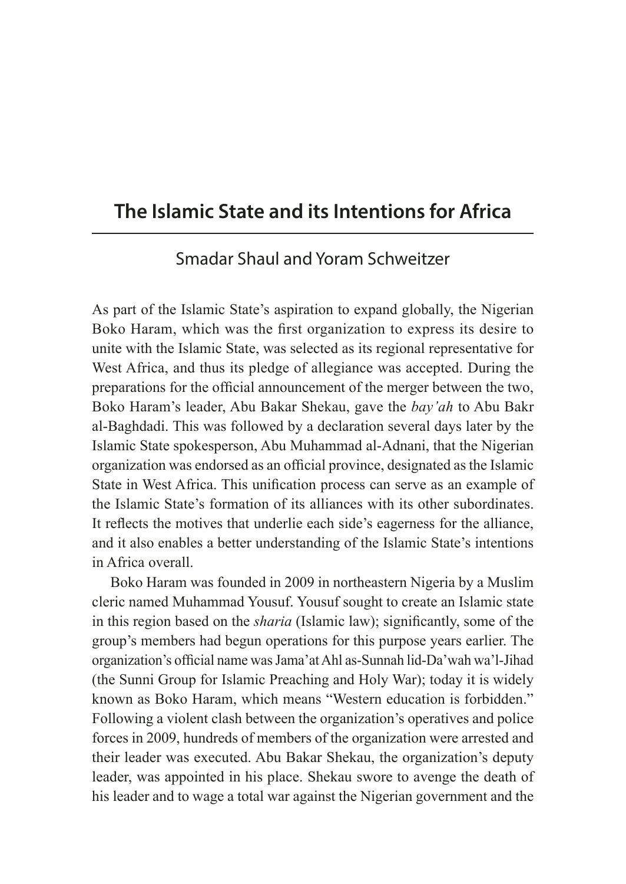# The Islamic State and its Intentions for Africa

Smadar Shaul and Yoram Schweitzer

As part of the Islamic State's aspiration to expand globally, the Nigerian Boko Haram, which was the first organization to express its desire to unite with the Islamic State, was selected as its regional representative for West Africa, and thus its pledge of allegiance was accepted. During the preparations for the official announcement of the merger between the two, Boko Haram's leader, Abu Bakar Shekau, gave the *bay'ah* to Abu Bakr al-Baghdadi. This was followed by a declaration several days later by the Islamic State spokesperson, Abu Muhammad al-Adnani, that the Nigerian organization was endorsed as an official province, designated as the Islamic State in West Africa. This unification process can serve as an example of the Islamic State's formation of its alliances with its other subordinates. It reflects the motives that underlie each side's eagerness for the alliance, and it also enables a better understanding of the Islamic State's intentions in Africa overall.

Boko Haram was founded in 2009 in northeastern Nigeria by a Muslim cleric named Muhammad Yousuf. Yousuf sought to create an Islamic state in this region based on the *sharia* (Islamic law); significantly, some of the group's members had begun operations for this purpose years earlier. The organization's official name was Jama'at Ahl as-Sunnah lid-Da'wah wa'l-Jihad (the Sunni Group for Islamic Preaching and Holy War); today it is widely known as Boko Haram, which means "Western education is forbidden." Following a violent clash between the organization's operatives and police forces in 2009, hundreds of members of the organization were arrested and their leader was executed. Abu Bakar Shekau, the organization's deputy leader, was appointed in his place. Shekau swore to avenge the death of his leader and to wage a total war against the Nigerian government and the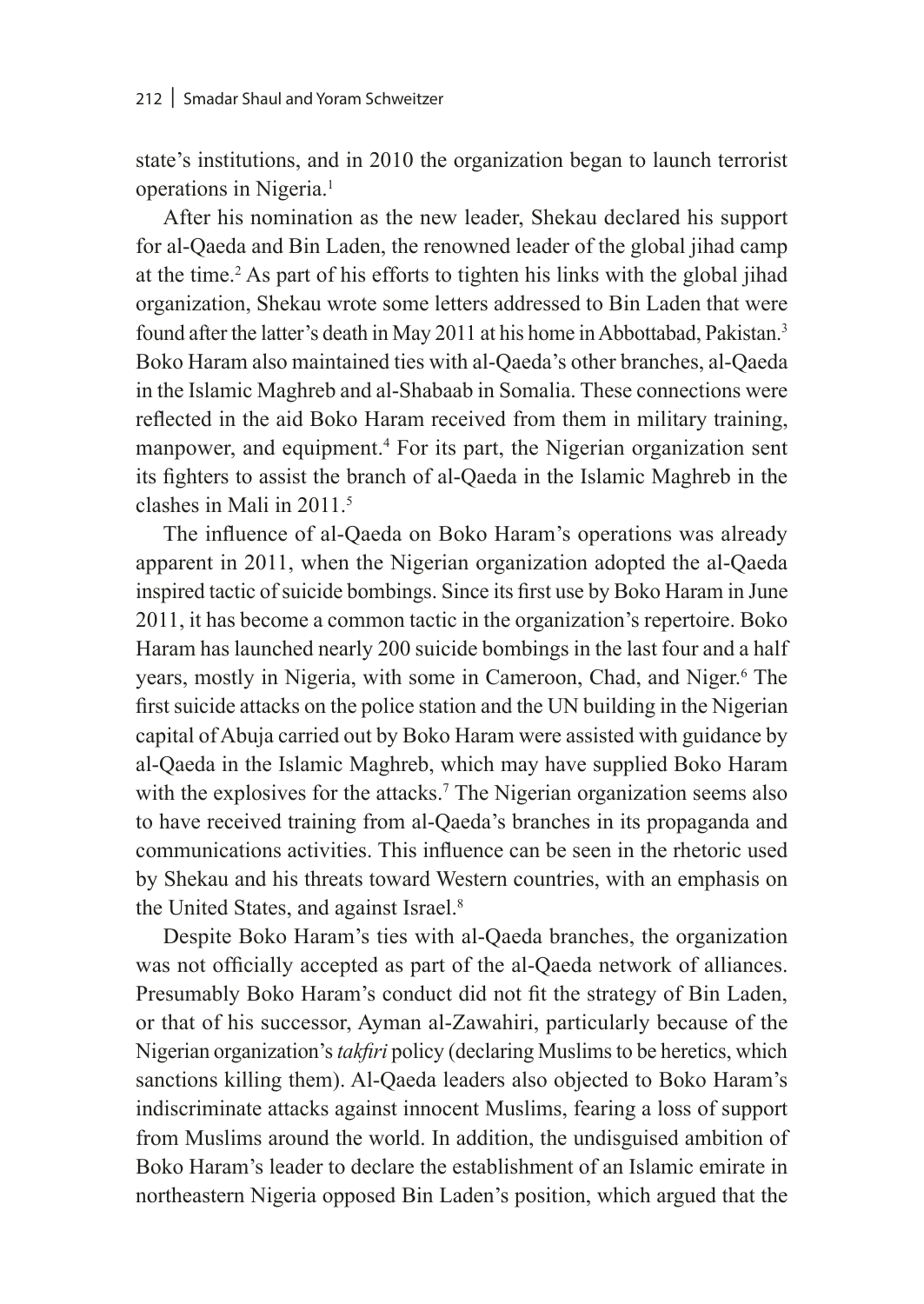state's institutions, and in 2010 the organization began to launch terrorist operations in Nigeria.[1]

After his nomination as the new leader, Shekau declared his support for al-Qaeda and Bin Laden, the renowned leader of the global jihad camp at the time.[2] As part of his efforts to tighten his links with the global jihad organization, Shekau wrote some letters addressed to Bin Laden that were found after the latter's death in May 2011 at his home in Abbottabad, Pakistan.[3] Boko Haram also maintained ties with al-Qaeda's other branches, al-Qaeda in the Islamic Maghreb and al-Shabaab in Somalia. These connections were reflected in the aid Boko Haram received from them in military training, manpower, and equipment.[4] For its part, the Nigerian organization sent its fighters to assist the branch of al-Qaeda in the Islamic Maghreb in the clashes in Mali in 2011.[5]

The influence of al-Qaeda on Boko Haram's operations was already apparent in 2011, when the Nigerian organization adopted the al-Qaeda inspired tactic of suicide bombings. Since its first use by Boko Haram in June 2011, it has become a common tactic in the organization's repertoire. Boko Haram has launched nearly 200 suicide bombings in the last four and a half years, mostly in Nigeria, with some in Cameroon, Chad, and Niger.[6] The first suicide attacks on the police station and the UN building in the Nigerian capital of Abuja carried out by Boko Haram were assisted with guidance by al-Qaeda in the Islamic Maghreb, which may have supplied Boko Haram with the explosives for the attacks.[7] The Nigerian organization seems also to have received training from al-Qaeda's branches in its propaganda and communications activities. This influence can be seen in the rhetoric used by Shekau and his threats toward Western countries, with an emphasis on the United States, and against Israel.[8]

Despite Boko Haram's ties with al-Qaeda branches, the organization was not officially accepted as part of the al-Qaeda network of alliances. Presumably Boko Haram's conduct did not fit the strategy of Bin Laden, or that of his successor, Ayman al-Zawahiri, particularly because of the Nigerian organization's *takfiri* policy (declaring Muslims to be heretics, which sanctions killing them). Al-Qaeda leaders also objected to Boko Haram's indiscriminate attacks against innocent Muslims, fearing a loss of support from Muslims around the world. In addition, the undisguised ambition of Boko Haram's leader to declare the establishment of an Islamic emirate in northeastern Nigeria opposed Bin Laden's position, which argued that the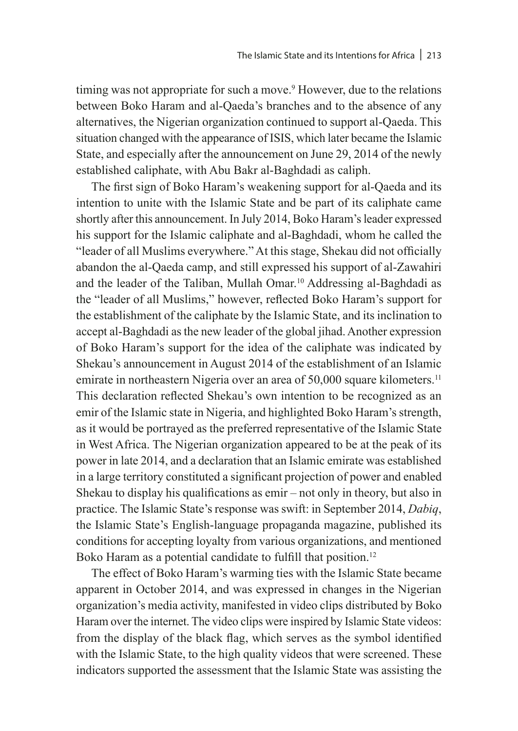timing was not appropriate for such a move.[9] However, due to the relations between Boko Haram and al-Qaeda's branches and to the absence of any alternatives, the Nigerian organization continued to support al-Qaeda. This situation changed with the appearance of ISIS, which later became the Islamic State, and especially after the announcement on June 29, 2014 of the newly established caliphate, with Abu Bakr al-Baghdadi as caliph.

The first sign of Boko Haram's weakening support for al-Qaeda and its intention to unite with the Islamic State and be part of its caliphate came shortly after this announcement. In July 2014, Boko Haram's leader expressed his support for the Islamic caliphate and al-Baghdadi, whom he called the "leader of all Muslims everywhere." At this stage, Shekau did not officially abandon the al-Qaeda camp, and still expressed his support of al-Zawahiri and the leader of the Taliban, Mullah Omar.[10] Addressing al-Baghdadi as the "leader of all Muslims," however, reflected Boko Haram's support for the establishment of the caliphate by the Islamic State, and its inclination to accept al-Baghdadi as the new leader of the global jihad. Another expression of Boko Haram's support for the idea of the caliphate was indicated by Shekau's announcement in August 2014 of the establishment of an Islamic emirate in northeastern Nigeria over an area of 50,000 square kilometers.[11] This declaration reflected Shekau's own intention to be recognized as an emir of the Islamic state in Nigeria, and highlighted Boko Haram's strength, as it would be portrayed as the preferred representative of the Islamic State in West Africa. The Nigerian organization appeared to be at the peak of its power in late 2014, and a declaration that an Islamic emirate was established in a large territory constituted a significant projection of power and enabled Shekau to display his qualifications as emir – not only in theory, but also in practice. The Islamic State's response was swift: in September 2014, *Dabiq*, the Islamic State's English-language propaganda magazine, published its conditions for accepting loyalty from various organizations, and mentioned Boko Haram as a potential candidate to fulfill that position.[12]

The effect of Boko Haram's warming ties with the Islamic State became apparent in October 2014, and was expressed in changes in the Nigerian organization's media activity, manifested in video clips distributed by Boko Haram over the internet. The video clips were inspired by Islamic State videos: from the display of the black flag, which serves as the symbol identified with the Islamic State, to the high quality videos that were screened. These indicators supported the assessment that the Islamic State was assisting the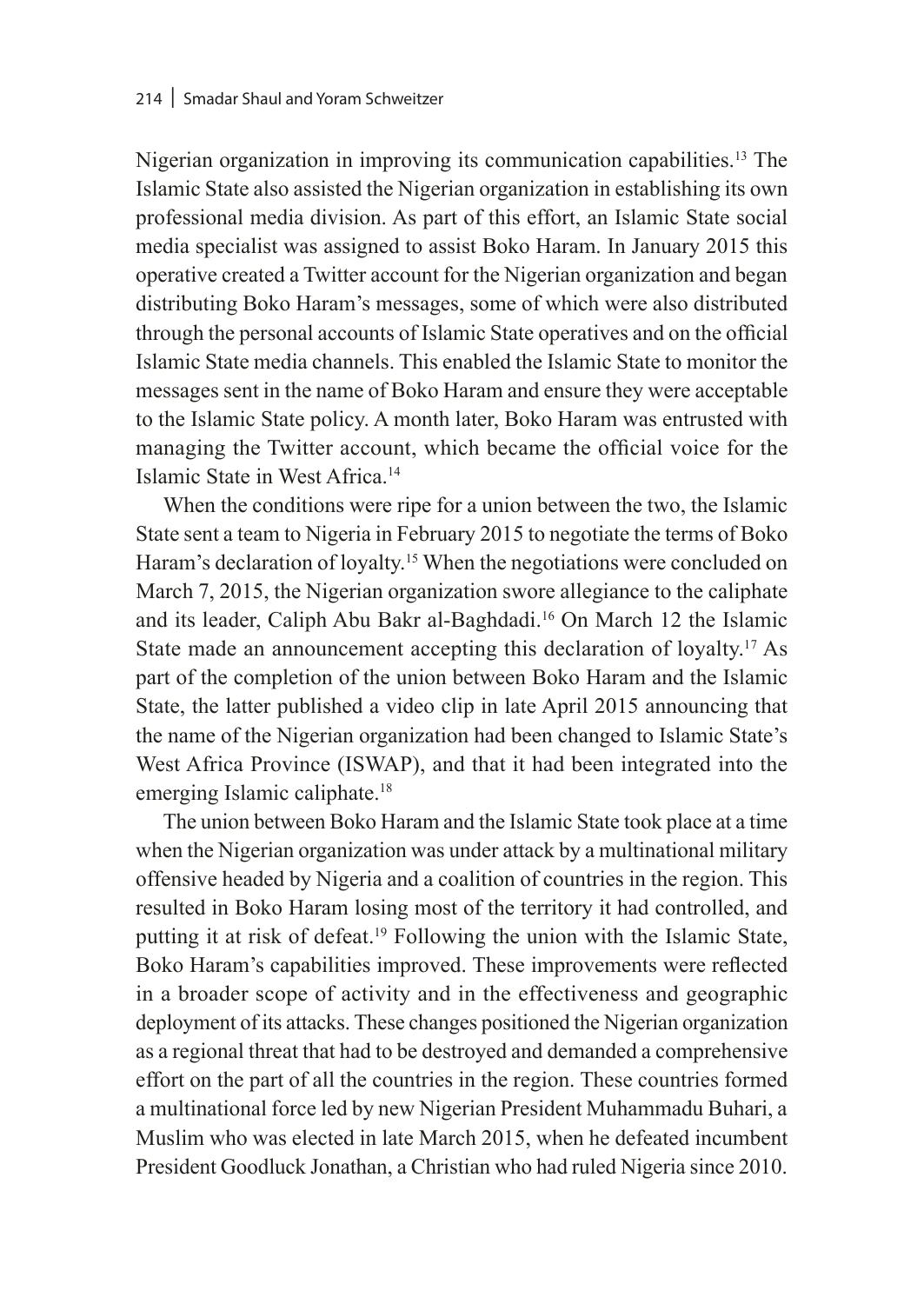Nigerian organization in improving its communication capabilities.[13] The Islamic State also assisted the Nigerian organization in establishing its own professional media division. As part of this effort, an Islamic State social media specialist was assigned to assist Boko Haram. In January 2015 this operative created a Twitter account for the Nigerian organization and began distributing Boko Haram's messages, some of which were also distributed through the personal accounts of Islamic State operatives and on the official Islamic State media channels. This enabled the Islamic State to monitor the messages sent in the name of Boko Haram and ensure they were acceptable to the Islamic State policy. A month later, Boko Haram was entrusted with managing the Twitter account, which became the official voice for the Islamic State in West Africa.[14]

When the conditions were ripe for a union between the two, the Islamic State sent a team to Nigeria in February 2015 to negotiate the terms of Boko Haram's declaration of loyalty.[15] When the negotiations were concluded on March 7, 2015, the Nigerian organization swore allegiance to the caliphate and its leader, Caliph Abu Bakr al-Baghdadi.[16] On March 12 the Islamic State made an announcement accepting this declaration of loyalty.[17] As part of the completion of the union between Boko Haram and the Islamic State, the latter published a video clip in late April 2015 announcing that the name of the Nigerian organization had been changed to Islamic State's West Africa Province (ISWAP), and that it had been integrated into the emerging Islamic caliphate.[18]

The union between Boko Haram and the Islamic State took place at a time when the Nigerian organization was under attack by a multinational military offensive headed by Nigeria and a coalition of countries in the region. This resulted in Boko Haram losing most of the territory it had controlled, and putting it at risk of defeat.[19] Following the union with the Islamic State, Boko Haram's capabilities improved. These improvements were reflected in a broader scope of activity and in the effectiveness and geographic deployment of its attacks. These changes positioned the Nigerian organization as a regional threat that had to be destroyed and demanded a comprehensive effort on the part of all the countries in the region. These countries formed a multinational force led by new Nigerian President Muhammadu Buhari, a Muslim who was elected in late March 2015, when he defeated incumbent President Goodluck Jonathan, a Christian who had ruled Nigeria since 2010.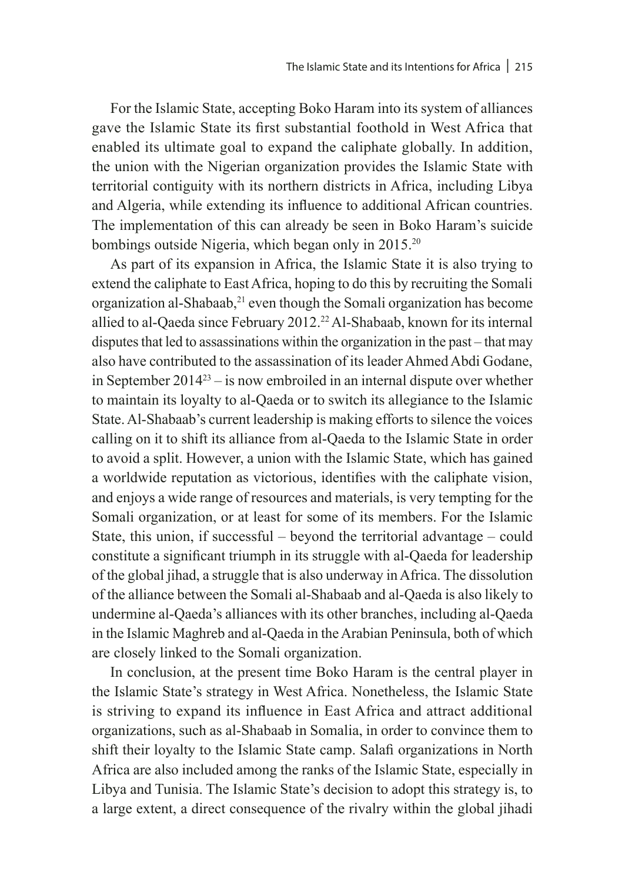For the Islamic State, accepting Boko Haram into its system of alliances gave the Islamic State its first substantial foothold in West Africa that enabled its ultimate goal to expand the caliphate globally. In addition, the union with the Nigerian organization provides the Islamic State with territorial contiguity with its northern districts in Africa, including Libya and Algeria, while extending its influence to additional African countries. The implementation of this can already be seen in Boko Haram's suicide bombings outside Nigeria, which began only in 2015.[20]

As part of its expansion in Africa, the Islamic State it is also trying to extend the caliphate to East Africa, hoping to do this by recruiting the Somali organization al-Shabaab,[21] even though the Somali organization has become allied to al-Qaeda since February 2012.[22] Al-Shabaab, known for its internal disputes that led to assassinations within the organization in the past – that may also have contributed to the assassination of its leader Ahmed Abdi Godane, in September 2014[23] – is now embroiled in an internal dispute over whether to maintain its loyalty to al-Qaeda or to switch its allegiance to the Islamic State. Al-Shabaab's current leadership is making efforts to silence the voices calling on it to shift its alliance from al-Qaeda to the Islamic State in order to avoid a split. However, a union with the Islamic State, which has gained a worldwide reputation as victorious, identifies with the caliphate vision, and enjoys a wide range of resources and materials, is very tempting for the Somali organization, or at least for some of its members. For the Islamic State, this union, if successful – beyond the territorial advantage – could constitute a significant triumph in its struggle with al-Qaeda for leadership of the global jihad, a struggle that is also underway in Africa. The dissolution of the alliance between the Somali al-Shabaab and al-Qaeda is also likely to undermine al-Qaeda's alliances with its other branches, including al-Qaeda in the Islamic Maghreb and al-Qaeda in the Arabian Peninsula, both of which are closely linked to the Somali organization.

In conclusion, at the present time Boko Haram is the central player in the Islamic State's strategy in West Africa. Nonetheless, the Islamic State is striving to expand its influence in East Africa and attract additional organizations, such as al-Shabaab in Somalia, in order to convince them to shift their loyalty to the Islamic State camp. Salafi organizations in North Africa are also included among the ranks of the Islamic State, especially in Libya and Tunisia. The Islamic State's decision to adopt this strategy is, to a large extent, a direct consequence of the rivalry within the global jihadi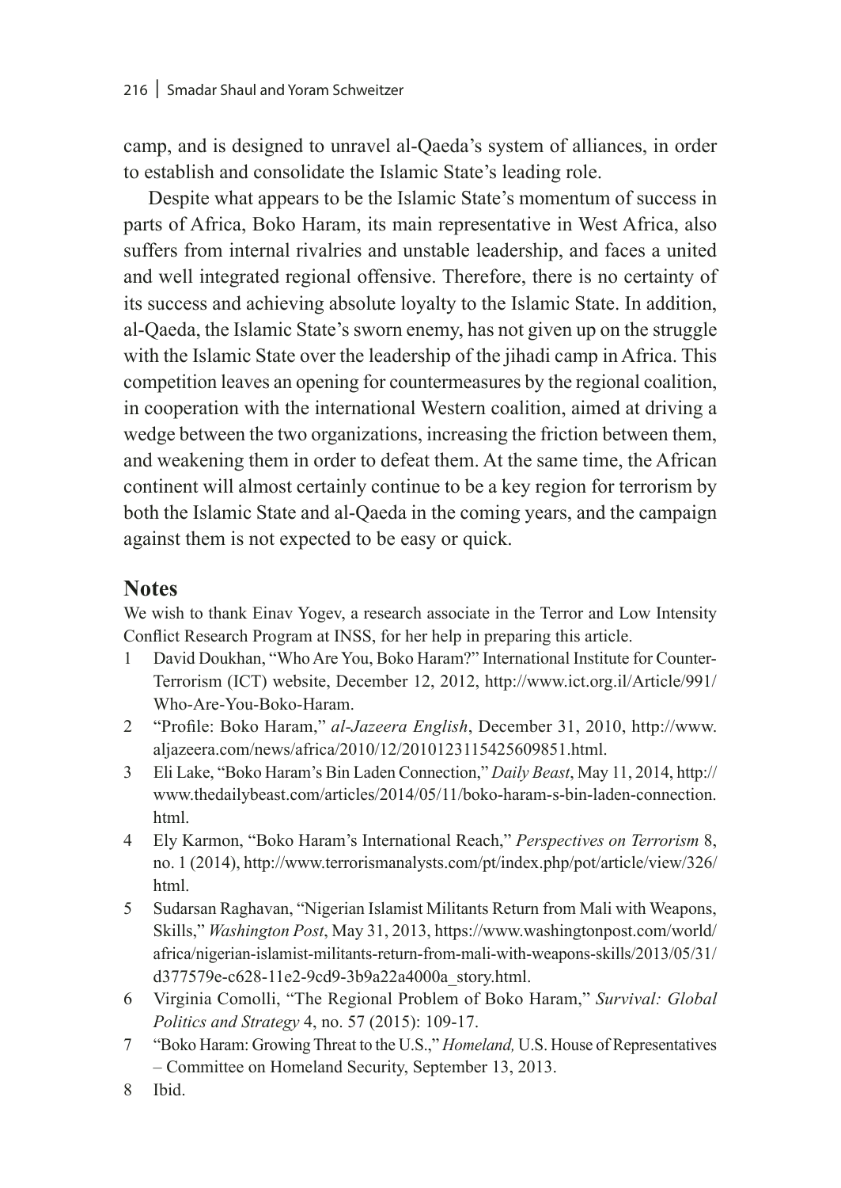camp, and is designed to unravel al-Qaeda's system of alliances, in order to establish and consolidate the Islamic State's leading role.

Despite what appears to be the Islamic State's momentum of success in parts of Africa, Boko Haram, its main representative in West Africa, also suffers from internal rivalries and unstable leadership, and faces a united and well integrated regional offensive. Therefore, there is no certainty of its success and achieving absolute loyalty to the Islamic State. In addition, al-Qaeda, the Islamic State's sworn enemy, has not given up on the struggle with the Islamic State over the leadership of the jihadi camp in Africa. This competition leaves an opening for countermeasures by the regional coalition, in cooperation with the international Western coalition, aimed at driving a wedge between the two organizations, increasing the friction between them, and weakening them in order to defeat them. At the same time, the African continent will almost certainly continue to be a key region for terrorism by both the Islamic State and al-Qaeda in the coming years, and the campaign against them is not expected to be easy or quick.

## Notes

We wish to thank Einav Yogev, a research associate in the Terror and Low Intensity Conflict Research Program at INSS, for her help in preparing this article.

1 David Doukhan, "Who Are You, Boko Haram?" International Institute for Counter-Terrorism (ICT) website, December 12, 2012, http://www.ict.org.il/Article/991/Who-Are-You-Boko-Haram.

2 "Profile: Boko Haram," *al-Jazeera English*, December 31, 2010, http://www.aljazeera.com/news/africa/2010/12/2010123115425609851.html.

3 Eli Lake, "Boko Haram's Bin Laden Connection," *Daily Beast*, May 11, 2014, http://www.thedailybeast.com/articles/2014/05/11/boko-haram-s-bin-laden-connection.html.

4 Ely Karmon, "Boko Haram's International Reach," *Perspectives on Terrorism* 8, no. 1 (2014), http://www.terrorismanalysts.com/pt/index.php/pot/article/view/326/html.

5 Sudarsan Raghavan, "Nigerian Islamist Militants Return from Mali with Weapons, Skills," *Washington Post*, May 31, 2013, https://www.washingtonpost.com/world/africa/nigerian-islamist-militants-return-from-mali-with-weapons-skills/2013/05/31/d377579e-c628-11e2-9cd9-3b9a22a4000a_story.html.

6 Virginia Comolli, "The Regional Problem of Boko Haram," *Survival: Global Politics and Strategy* 4, no. 57 (2015): 109-17.

7 "Boko Haram: Growing Threat to the U.S.," *Homeland,* U.S. House of Representatives – Committee on Homeland Security, September 13, 2013.

8 Ibid.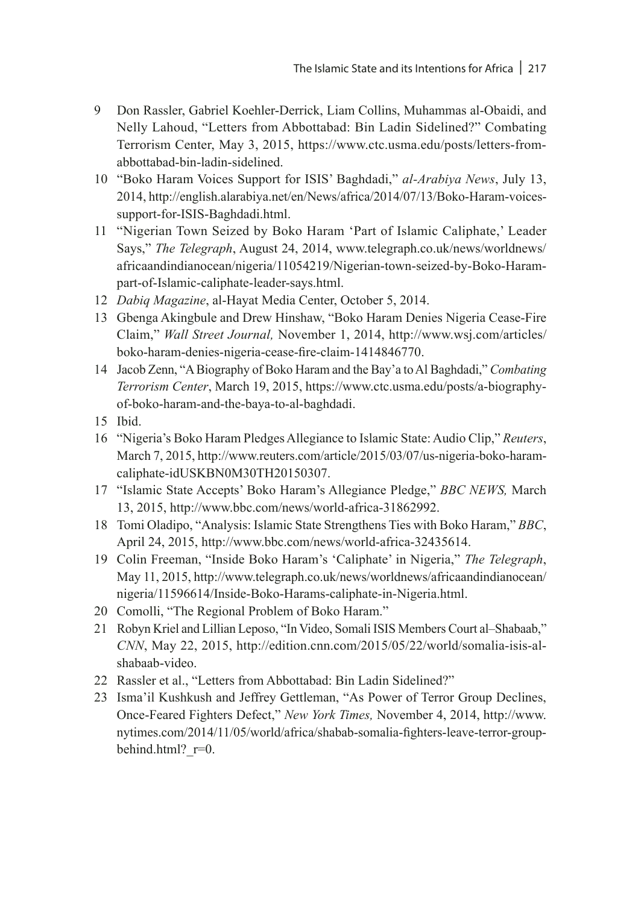9 Don Rassler, Gabriel Koehler-Derrick, Liam Collins, Muhammas al-Obaidi, and Nelly Lahoud, "Letters from Abbottabad: Bin Ladin Sidelined?" Combating Terrorism Center, May 3, 2015, https://www.ctc.usma.edu/posts/letters-from-abbottabad-bin-ladin-sidelined.

10 "Boko Haram Voices Support for ISIS' Baghdadi," *al-Arabiya News*, July 13, 2014, http://english.alarabiya.net/en/News/africa/2014/07/13/Boko-Haram-voices-support-for-ISIS-Baghdadi.html.

11 "Nigerian Town Seized by Boko Haram 'Part of Islamic Caliphate,' Leader Says," *The Telegraph*, August 24, 2014, www.telegraph.co.uk/news/worldnews/africaandindianocean/nigeria/11054219/Nigerian-town-seized-by-Boko-Haram-part-of-Islamic-caliphate-leader-says.html.

12 *Dabiq Magazine*, al-Hayat Media Center, October 5, 2014.

13 Gbenga Akingbule and Drew Hinshaw, "Boko Haram Denies Nigeria Cease-Fire Claim," *Wall Street Journal,* November 1, 2014, http://www.wsj.com/articles/boko-haram-denies-nigeria-cease-fire-claim-1414846770.

14 Jacob Zenn, "A Biography of Boko Haram and the Bay'a to Al Baghdadi," *Combating Terrorism Center*, March 19, 2015, https://www.ctc.usma.edu/posts/a-biography-of-boko-haram-and-the-baya-to-al-baghdadi.

15 Ibid.

16 "Nigeria's Boko Haram Pledges Allegiance to Islamic State: Audio Clip," *Reuters*, March 7, 2015, http://www.reuters.com/article/2015/03/07/us-nigeria-boko-haram-caliphate-idUSKBN0M30TH20150307.

17 "Islamic State Accepts' Boko Haram's Allegiance Pledge," *BBC NEWS,* March 13, 2015, http://www.bbc.com/news/world-africa-31862992.

18 Tomi Oladipo, "Analysis: Islamic State Strengthens Ties with Boko Haram," *BBC*, April 24, 2015, http://www.bbc.com/news/world-africa-32435614.

19 Colin Freeman, "Inside Boko Haram's 'Caliphate' in Nigeria," *The Telegraph*, May 11, 2015, http://www.telegraph.co.uk/news/worldnews/africaandindianocean/nigeria/11596614/Inside-Boko-Harams-caliphate-in-Nigeria.html.

20 Comolli, "The Regional Problem of Boko Haram."

21 Robyn Kriel and Lillian Leposo, "In Video, Somali ISIS Members Court al–Shabaab," *CNN*, May 22, 2015, http://edition.cnn.com/2015/05/22/world/somalia-isis-al-shabaab-video.

22 Rassler et al., "Letters from Abbottabad: Bin Ladin Sidelined?"

23 Isma'il Kushkush and Jeffrey Gettleman, "As Power of Terror Group Declines, Once-Feared Fighters Defect," *New York Times,* November 4, 2014, http://www.nytimes.com/2014/11/05/world/africa/shabab-somalia-fighters-leave-terror-group-behind.html?_r=0.